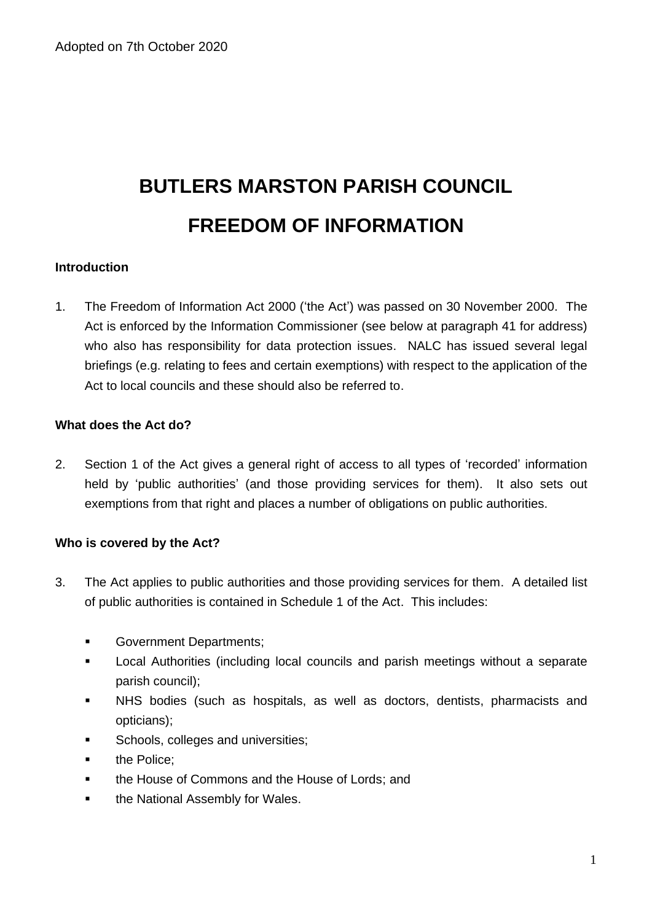Adopted on 7th October 2020

# BUTLERS MARSTON PARISH COUNCIL

# FREEDOM OF INFORMATION

### Introduction

1. The Freedom of Information Act 2000 ('the Act') was passed on 30 November 2000. The Act is enforced by the Information Commissioner (see below at paragraph 41 for address) who also has responsibility for data protection issues. NALC has issued several legal briefings (e.g. relating to fees and certain exemptions) with respect to the application of the Act to local councils and these should also be referred to.

### What does the Act do?

2. Section 1 of the Act gives a general right of access to all types of 'recorded' information held by 'public authorities' (and those providing services for them). It also sets out exemptions from that right and places a number of obligations on public authorities.

### Who is covered by the Act?

3. The Act applies to public authorities and those providing services for them. A detailed list of public authorities is contained in Schedule 1 of the Act. This includes:

   - Government Departments;
   - Local Authorities (including local councils and parish meetings without a separate parish council);
   - NHS bodies (such as hospitals, as well as doctors, dentists, pharmacists and opticians);
   - Schools, colleges and universities;
   - the Police;
   - the House of Commons and the House of Lords; and
   - the National Assembly for Wales.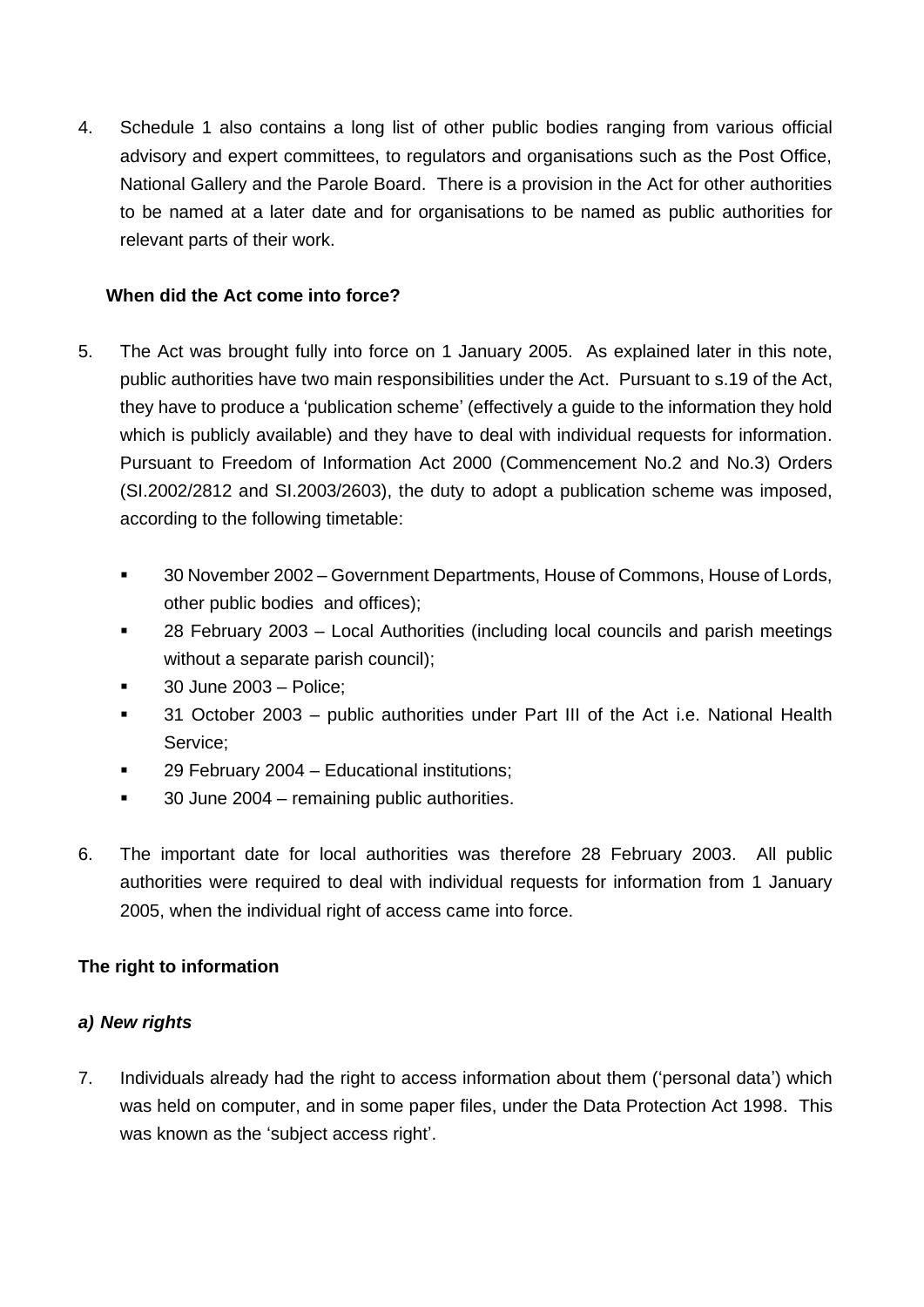4. Schedule 1 also contains a long list of other public bodies ranging from various official advisory and expert committees, to regulators and organisations such as the Post Office, National Gallery and the Parole Board. There is a provision in the Act for other authorities to be named at a later date and for organisations to be named as public authorities for relevant parts of their work.

**When did the Act come into force?**

5. The Act was brought fully into force on 1 January 2005. As explained later in this note, public authorities have two main responsibilities under the Act. Pursuant to s.19 of the Act, they have to produce a 'publication scheme' (effectively a guide to the information they hold which is publicly available) and they have to deal with individual requests for information. Pursuant to Freedom of Information Act 2000 (Commencement No.2 and No.3) Orders (SI.2002/2812 and SI.2003/2603), the duty to adopt a publication scheme was imposed, according to the following timetable:

   - 30 November 2002 – Government Departments, House of Commons, House of Lords, other public bodies and offices);
   - 28 February 2003 – Local Authorities (including local councils and parish meetings without a separate parish council);
   - 30 June 2003 – Police;
   - 31 October 2003 – public authorities under Part III of the Act i.e. National Health Service;
   - 29 February 2004 – Educational institutions;
   - 30 June 2004 – remaining public authorities.

6. The important date for local authorities was therefore 28 February 2003. All public authorities were required to deal with individual requests for information from 1 January 2005, when the individual right of access came into force.

**The right to information**

***a) New rights***

7. Individuals already had the right to access information about them ('personal data') which was held on computer, and in some paper files, under the Data Protection Act 1998. This was known as the 'subject access right'.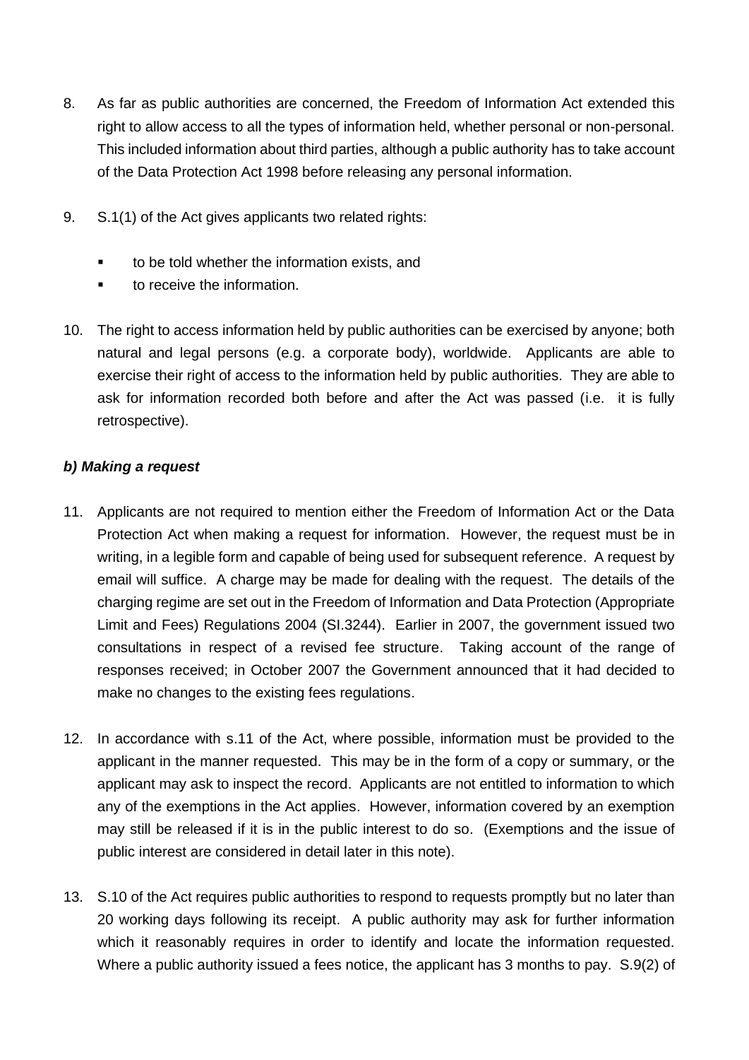8. As far as public authorities are concerned, the Freedom of Information Act extended this right to allow access to all the types of information held, whether personal or non-personal. This included information about third parties, although a public authority has to take account of the Data Protection Act 1998 before releasing any personal information.

9. S.1(1) of the Act gives applicants two related rights:

   - to be told whether the information exists, and
   - to receive the information.

10. The right to access information held by public authorities can be exercised by anyone; both natural and legal persons (e.g. a corporate body), worldwide. Applicants are able to exercise their right of access to the information held by public authorities. They are able to ask for information recorded both before and after the Act was passed (i.e. it is fully retrospective).

***b) Making a request***

11. Applicants are not required to mention either the Freedom of Information Act or the Data Protection Act when making a request for information. However, the request must be in writing, in a legible form and capable of being used for subsequent reference. A request by email will suffice. A charge may be made for dealing with the request. The details of the charging regime are set out in the Freedom of Information and Data Protection (Appropriate Limit and Fees) Regulations 2004 (SI.3244). Earlier in 2007, the government issued two consultations in respect of a revised fee structure. Taking account of the range of responses received; in October 2007 the Government announced that it had decided to make no changes to the existing fees regulations.

12. In accordance with s.11 of the Act, where possible, information must be provided to the applicant in the manner requested. This may be in the form of a copy or summary, or the applicant may ask to inspect the record. Applicants are not entitled to information to which any of the exemptions in the Act applies. However, information covered by an exemption may still be released if it is in the public interest to do so. (Exemptions and the issue of public interest are considered in detail later in this note).

13. S.10 of the Act requires public authorities to respond to requests promptly but no later than 20 working days following its receipt. A public authority may ask for further information which it reasonably requires in order to identify and locate the information requested. Where a public authority issued a fees notice, the applicant has 3 months to pay. S.9(2) of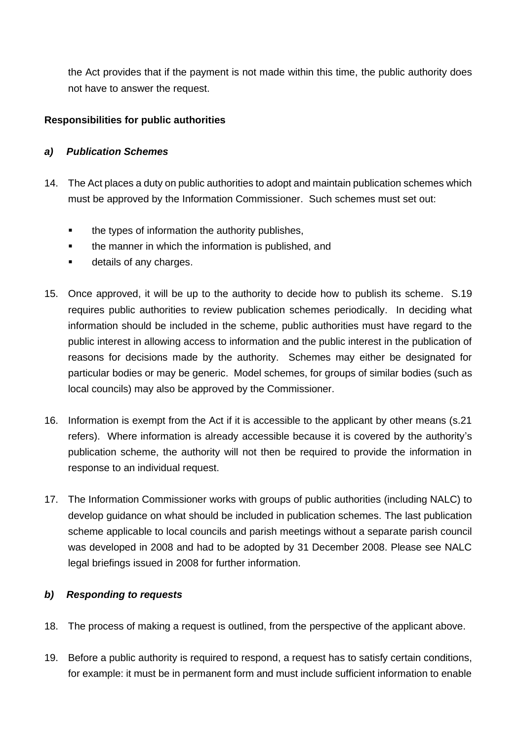the Act provides that if the payment is not made within this time, the public authority does not have to answer the request.

**Responsibilities for public authorities**

***a) Publication Schemes***

14. The Act places a duty on public authorities to adopt and maintain publication schemes which must be approved by the Information Commissioner. Such schemes must set out:

    - the types of information the authority publishes,
    - the manner in which the information is published, and
    - details of any charges.

15. Once approved, it will be up to the authority to decide how to publish its scheme. S.19 requires public authorities to review publication schemes periodically. In deciding what information should be included in the scheme, public authorities must have regard to the public interest in allowing access to information and the public interest in the publication of reasons for decisions made by the authority. Schemes may either be designated for particular bodies or may be generic. Model schemes, for groups of similar bodies (such as local councils) may also be approved by the Commissioner.

16. Information is exempt from the Act if it is accessible to the applicant by other means (s.21 refers). Where information is already accessible because it is covered by the authority's publication scheme, the authority will not then be required to provide the information in response to an individual request.

17. The Information Commissioner works with groups of public authorities (including NALC) to develop guidance on what should be included in publication schemes. The last publication scheme applicable to local councils and parish meetings without a separate parish council was developed in 2008 and had to be adopted by 31 December 2008. Please see NALC legal briefings issued in 2008 for further information.

***b) Responding to requests***

18. The process of making a request is outlined, from the perspective of the applicant above.

19. Before a public authority is required to respond, a request has to satisfy certain conditions, for example: it must be in permanent form and must include sufficient information to enable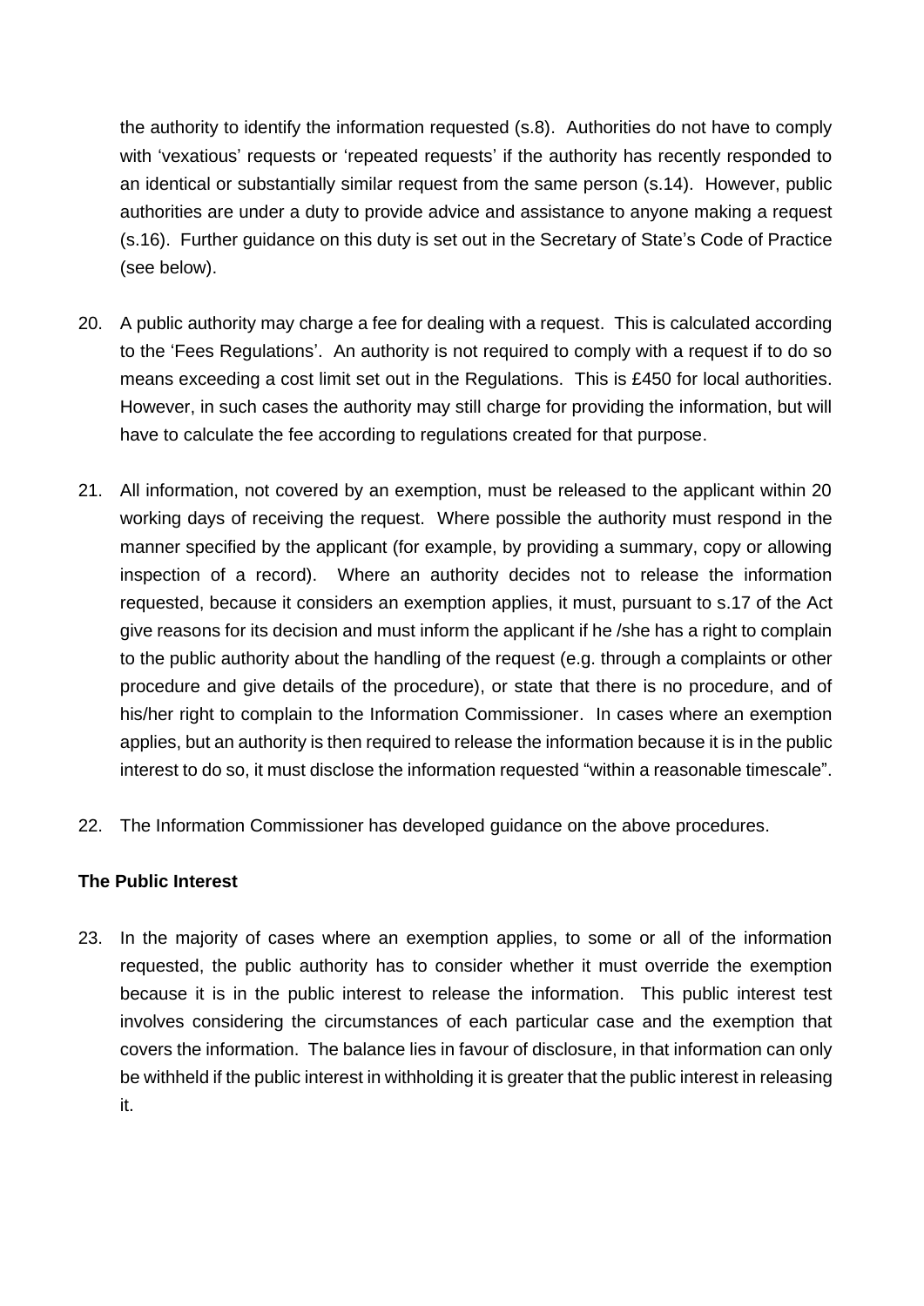the authority to identify the information requested (s.8). Authorities do not have to comply with 'vexatious' requests or 'repeated requests' if the authority has recently responded to an identical or substantially similar request from the same person (s.14). However, public authorities are under a duty to provide advice and assistance to anyone making a request (s.16). Further guidance on this duty is set out in the Secretary of State's Code of Practice (see below).

20. A public authority may charge a fee for dealing with a request. This is calculated according to the 'Fees Regulations'. An authority is not required to comply with a request if to do so means exceeding a cost limit set out in the Regulations. This is £450 for local authorities. However, in such cases the authority may still charge for providing the information, but will have to calculate the fee according to regulations created for that purpose.

21. All information, not covered by an exemption, must be released to the applicant within 20 working days of receiving the request. Where possible the authority must respond in the manner specified by the applicant (for example, by providing a summary, copy or allowing inspection of a record). Where an authority decides not to release the information requested, because it considers an exemption applies, it must, pursuant to s.17 of the Act give reasons for its decision and must inform the applicant if he /she has a right to complain to the public authority about the handling of the request (e.g. through a complaints or other procedure and give details of the procedure), or state that there is no procedure, and of his/her right to complain to the Information Commissioner. In cases where an exemption applies, but an authority is then required to release the information because it is in the public interest to do so, it must disclose the information requested "within a reasonable timescale".

22. The Information Commissioner has developed guidance on the above procedures.

**The Public Interest**

23. In the majority of cases where an exemption applies, to some or all of the information requested, the public authority has to consider whether it must override the exemption because it is in the public interest to release the information. This public interest test involves considering the circumstances of each particular case and the exemption that covers the information. The balance lies in favour of disclosure, in that information can only be withheld if the public interest in withholding it is greater that the public interest in releasing it.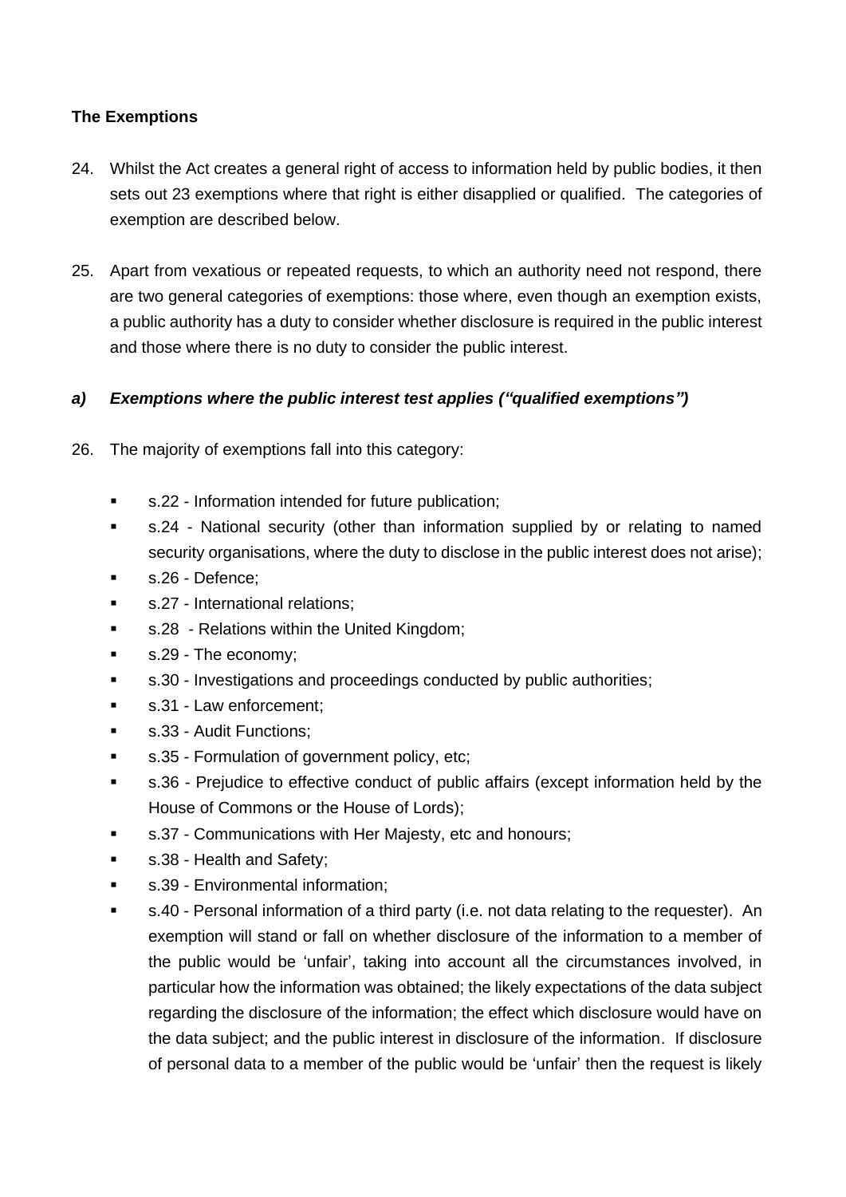**The Exemptions**

24. Whilst the Act creates a general right of access to information held by public bodies, it then sets out 23 exemptions where that right is either disapplied or qualified. The categories of exemption are described below.

25. Apart from vexatious or repeated requests, to which an authority need not respond, there are two general categories of exemptions: those where, even though an exemption exists, a public authority has a duty to consider whether disclosure is required in the public interest and those where there is no duty to consider the public interest.

***a) Exemptions where the public interest test applies ("qualified exemptions")***

26. The majority of exemptions fall into this category:

- s.22 - Information intended for future publication;
- s.24 - National security (other than information supplied by or relating to named security organisations, where the duty to disclose in the public interest does not arise);
- s.26 - Defence;
- s.27 - International relations;
- s.28 - Relations within the United Kingdom;
- s.29 - The economy;
- s.30 - Investigations and proceedings conducted by public authorities;
- s.31 - Law enforcement;
- s.33 - Audit Functions;
- s.35 - Formulation of government policy, etc;
- s.36 - Prejudice to effective conduct of public affairs (except information held by the House of Commons or the House of Lords);
- s.37 - Communications with Her Majesty, etc and honours;
- s.38 - Health and Safety;
- s.39 - Environmental information;
- s.40 - Personal information of a third party (i.e. not data relating to the requester). An exemption will stand or fall on whether disclosure of the information to a member of the public would be 'unfair', taking into account all the circumstances involved, in particular how the information was obtained; the likely expectations of the data subject regarding the disclosure of the information; the effect which disclosure would have on the data subject; and the public interest in disclosure of the information. If disclosure of personal data to a member of the public would be 'unfair' then the request is likely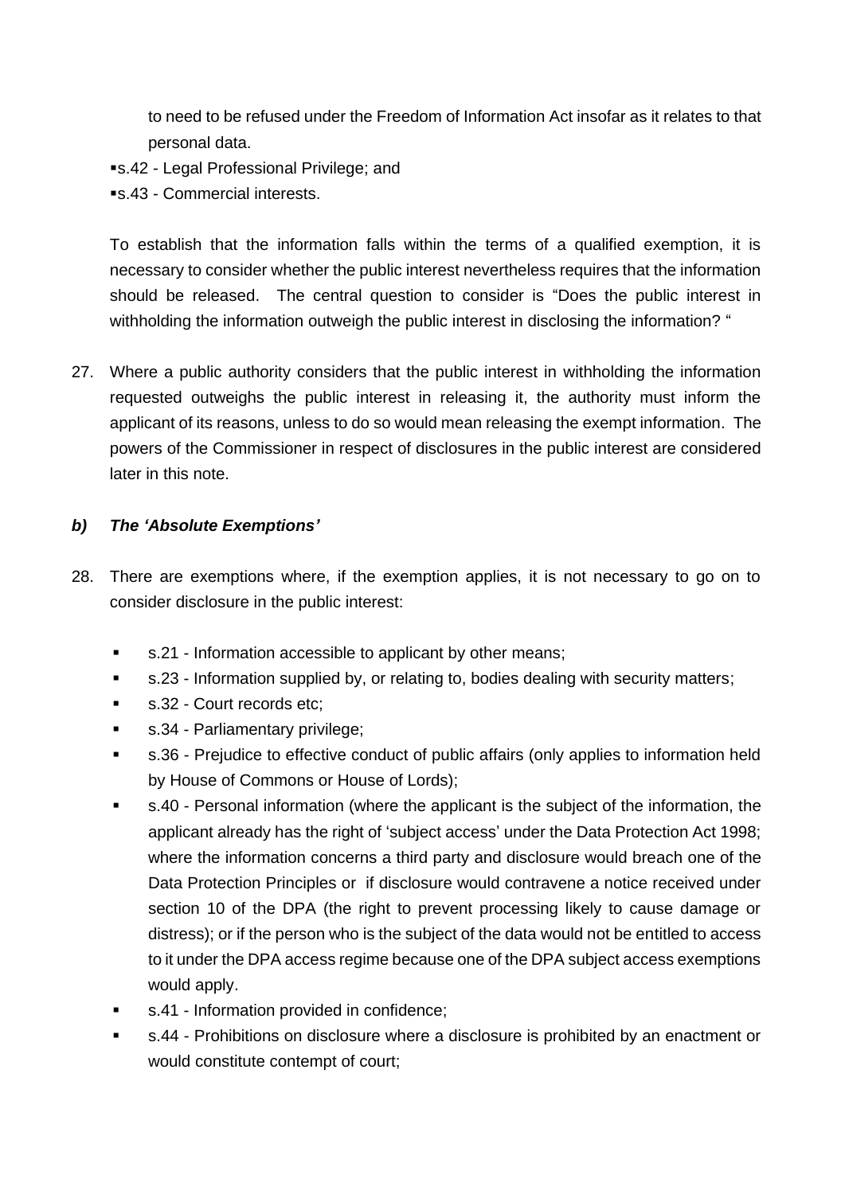to need to be refused under the Freedom of Information Act insofar as it relates to that personal data.

- s.42 - Legal Professional Privilege; and
- s.43 - Commercial interests.

To establish that the information falls within the terms of a qualified exemption, it is necessary to consider whether the public interest nevertheless requires that the information should be released. The central question to consider is "Does the public interest in withholding the information outweigh the public interest in disclosing the information? "

27. Where a public authority considers that the public interest in withholding the information requested outweighs the public interest in releasing it, the authority must inform the applicant of its reasons, unless to do so would mean releasing the exempt information. The powers of the Commissioner in respect of disclosures in the public interest are considered later in this note.

### *b) The 'Absolute Exemptions'*

28. There are exemptions where, if the exemption applies, it is not necessary to go on to consider disclosure in the public interest:

    - s.21 - Information accessible to applicant by other means;
    - s.23 - Information supplied by, or relating to, bodies dealing with security matters;
    - s.32 - Court records etc;
    - s.34 - Parliamentary privilege;
    - s.36 - Prejudice to effective conduct of public affairs (only applies to information held by House of Commons or House of Lords);
    - s.40 - Personal information (where the applicant is the subject of the information, the applicant already has the right of 'subject access' under the Data Protection Act 1998; where the information concerns a third party and disclosure would breach one of the Data Protection Principles or if disclosure would contravene a notice received under section 10 of the DPA (the right to prevent processing likely to cause damage or distress); or if the person who is the subject of the data would not be entitled to access to it under the DPA access regime because one of the DPA subject access exemptions would apply.
    - s.41 - Information provided in confidence;
    - s.44 - Prohibitions on disclosure where a disclosure is prohibited by an enactment or would constitute contempt of court;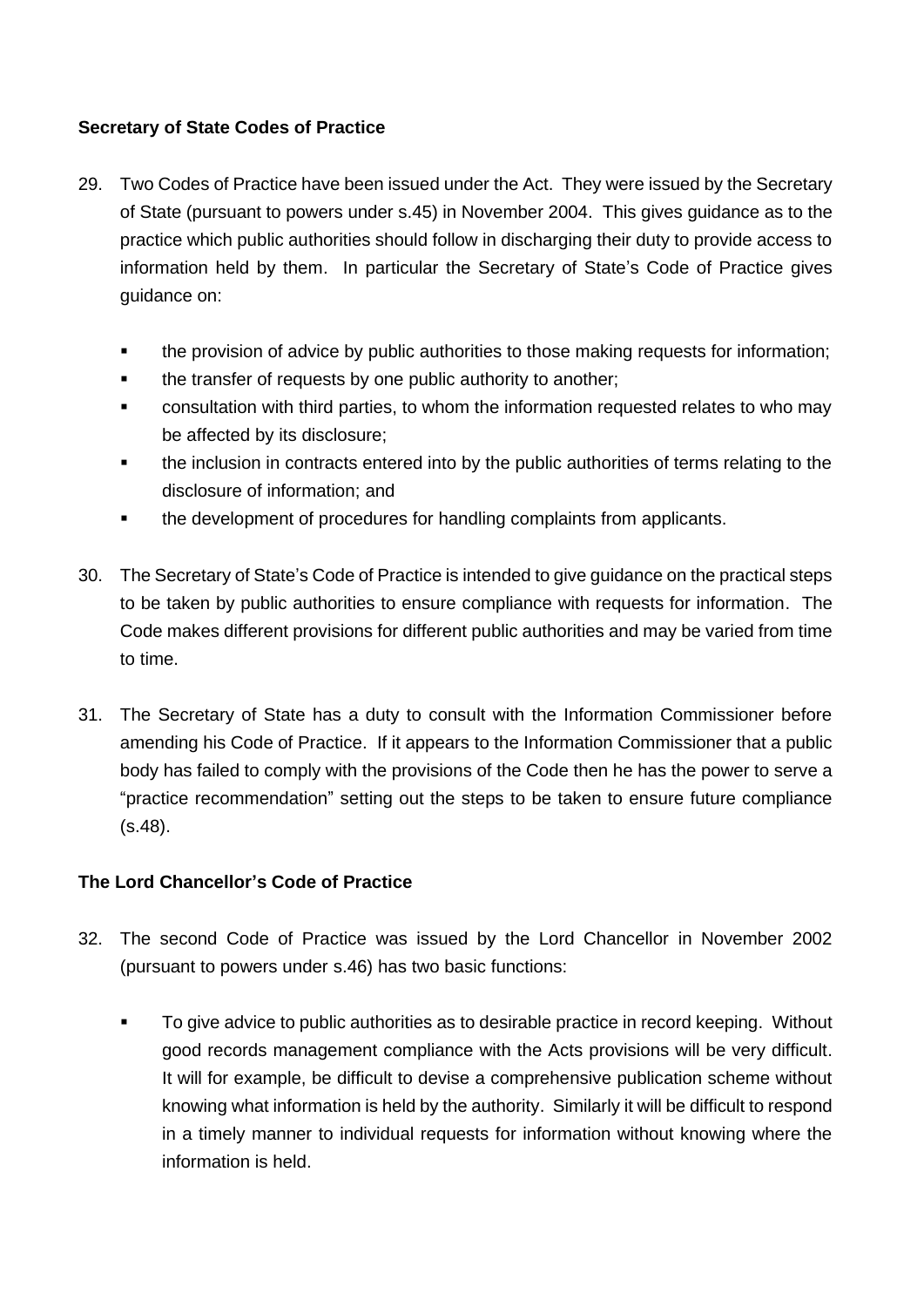**Secretary of State Codes of Practice**

29. Two Codes of Practice have been issued under the Act. They were issued by the Secretary of State (pursuant to powers under s.45) in November 2004. This gives guidance as to the practice which public authorities should follow in discharging their duty to provide access to information held by them. In particular the Secretary of State's Code of Practice gives guidance on:

   - the provision of advice by public authorities to those making requests for information;
   - the transfer of requests by one public authority to another;
   - consultation with third parties, to whom the information requested relates to who may be affected by its disclosure;
   - the inclusion in contracts entered into by the public authorities of terms relating to the disclosure of information; and
   - the development of procedures for handling complaints from applicants.

30. The Secretary of State's Code of Practice is intended to give guidance on the practical steps to be taken by public authorities to ensure compliance with requests for information. The Code makes different provisions for different public authorities and may be varied from time to time.

31. The Secretary of State has a duty to consult with the Information Commissioner before amending his Code of Practice. If it appears to the Information Commissioner that a public body has failed to comply with the provisions of the Code then he has the power to serve a "practice recommendation" setting out the steps to be taken to ensure future compliance (s.48).

**The Lord Chancellor's Code of Practice**

32. The second Code of Practice was issued by the Lord Chancellor in November 2002 (pursuant to powers under s.46) has two basic functions:

   - To give advice to public authorities as to desirable practice in record keeping. Without good records management compliance with the Acts provisions will be very difficult. It will for example, be difficult to devise a comprehensive publication scheme without knowing what information is held by the authority. Similarly it will be difficult to respond in a timely manner to individual requests for information without knowing where the information is held.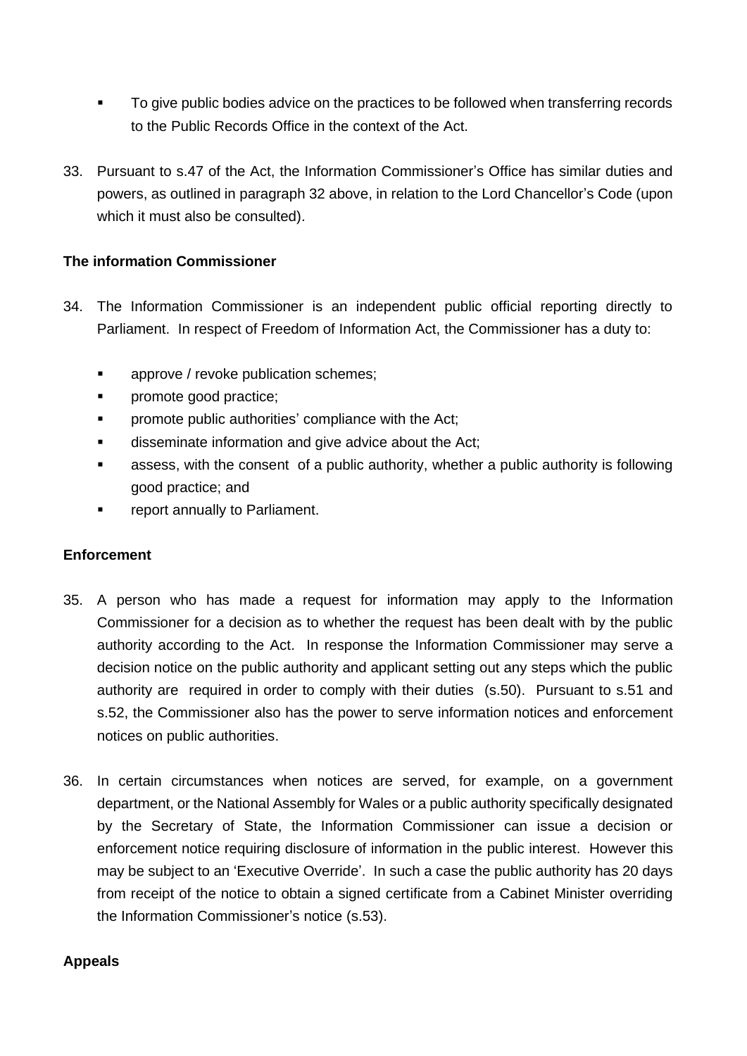- To give public bodies advice on the practices to be followed when transferring records to the Public Records Office in the context of the Act.

33. Pursuant to s.47 of the Act, the Information Commissioner's Office has similar duties and powers, as outlined in paragraph 32 above, in relation to the Lord Chancellor's Code (upon which it must also be consulted).

**The information Commissioner**

34. The Information Commissioner is an independent public official reporting directly to Parliament. In respect of Freedom of Information Act, the Commissioner has a duty to:

    - approve / revoke publication schemes;
    - promote good practice;
    - promote public authorities' compliance with the Act;
    - disseminate information and give advice about the Act;
    - assess, with the consent of a public authority, whether a public authority is following good practice; and
    - report annually to Parliament.

**Enforcement**

35. A person who has made a request for information may apply to the Information Commissioner for a decision as to whether the request has been dealt with by the public authority according to the Act. In response the Information Commissioner may serve a decision notice on the public authority and applicant setting out any steps which the public authority are required in order to comply with their duties (s.50). Pursuant to s.51 and s.52, the Commissioner also has the power to serve information notices and enforcement notices on public authorities.

36. In certain circumstances when notices are served, for example, on a government department, or the National Assembly for Wales or a public authority specifically designated by the Secretary of State, the Information Commissioner can issue a decision or enforcement notice requiring disclosure of information in the public interest. However this may be subject to an 'Executive Override'. In such a case the public authority has 20 days from receipt of the notice to obtain a signed certificate from a Cabinet Minister overriding the Information Commissioner's notice (s.53).

**Appeals**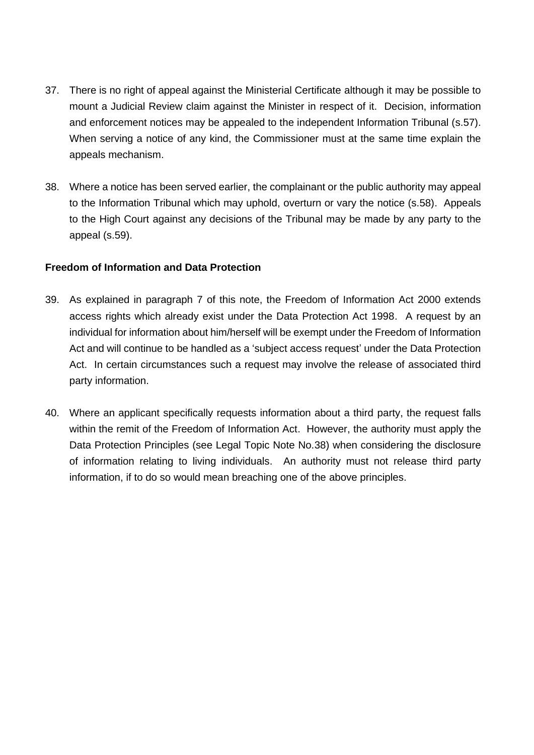37. There is no right of appeal against the Ministerial Certificate although it may be possible to mount a Judicial Review claim against the Minister in respect of it. Decision, information and enforcement notices may be appealed to the independent Information Tribunal (s.57). When serving a notice of any kind, the Commissioner must at the same time explain the appeals mechanism.

38. Where a notice has been served earlier, the complainant or the public authority may appeal to the Information Tribunal which may uphold, overturn or vary the notice (s.58). Appeals to the High Court against any decisions of the Tribunal may be made by any party to the appeal (s.59).

**Freedom of Information and Data Protection**

39. As explained in paragraph 7 of this note, the Freedom of Information Act 2000 extends access rights which already exist under the Data Protection Act 1998. A request by an individual for information about him/herself will be exempt under the Freedom of Information Act and will continue to be handled as a 'subject access request' under the Data Protection Act. In certain circumstances such a request may involve the release of associated third party information.

40. Where an applicant specifically requests information about a third party, the request falls within the remit of the Freedom of Information Act. However, the authority must apply the Data Protection Principles (see Legal Topic Note No.38) when considering the disclosure of information relating to living individuals. An authority must not release third party information, if to do so would mean breaching one of the above principles.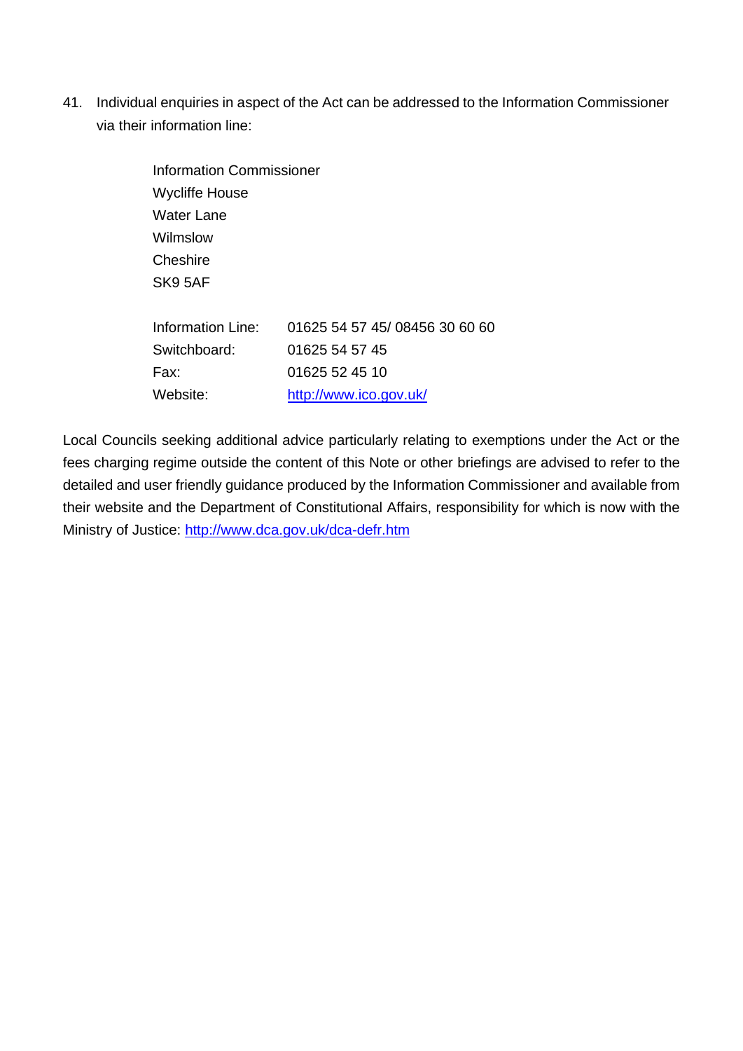41. Individual enquiries in aspect of the Act can be addressed to the Information Commissioner via their information line:

Information Commissioner
Wycliffe House
Water Lane
Wilmslow
Cheshire
SK9 5AF

| | |
|---|---|
| Information Line: | 01625 54 57 45/ 08456 30 60 60 |
| Switchboard: | 01625 54 57 45 |
| Fax: | 01625 52 45 10 |
| Website: | http://www.ico.gov.uk/ |

Local Councils seeking additional advice particularly relating to exemptions under the Act or the fees charging regime outside the content of this Note or other briefings are advised to refer to the detailed and user friendly guidance produced by the Information Commissioner and available from their website and the Department of Constitutional Affairs, responsibility for which is now with the Ministry of Justice: http://www.dca.gov.uk/dca-defr.htm